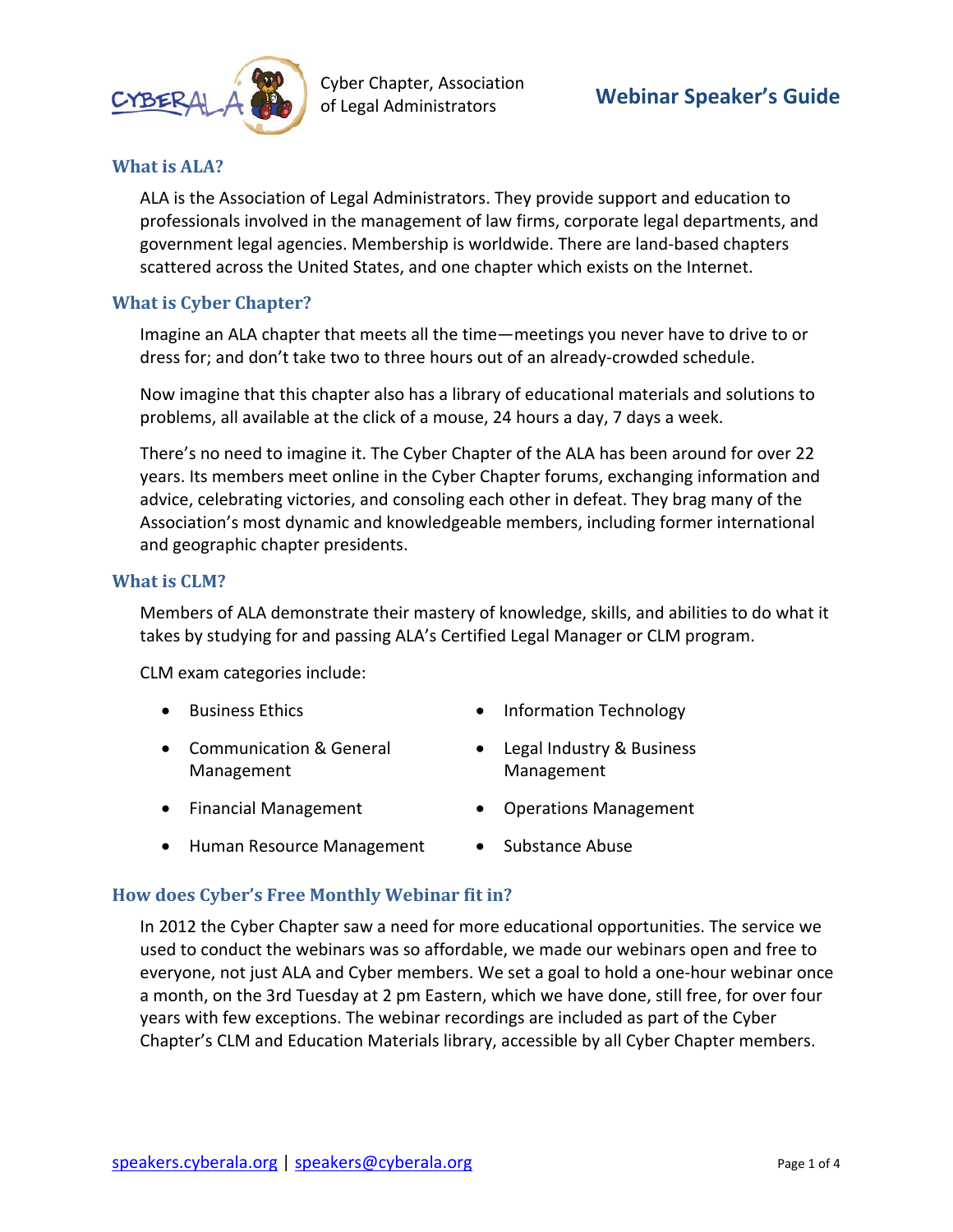Cyber Chapter, Association of Legal Administrators

# Webinar Speaker's Guide

## What is ALA?

ALA is the Association of Legal Administrators. They provide support and education to professionals involved in the management of law firms, corporate legal departments, and government legal agencies. Membership is worldwide. There are land-based chapters scattered across the United States, and one chapter which exists on the Internet.

## What is Cyber Chapter?

Imagine an ALA chapter that meets all the time—meetings you never have to drive to or dress for; and don't take two to three hours out of an already-crowded schedule.

Now imagine that this chapter also has a library of educational materials and solutions to problems, all available at the click of a mouse, 24 hours a day, 7 days a week.

There's no need to imagine it. The Cyber Chapter of the ALA has been around for over 22 years. Its members meet online in the Cyber Chapter forums, exchanging information and advice, celebrating victories, and consoling each other in defeat. They brag many of the Association's most dynamic and knowledgeable members, including former international and geographic chapter presidents.

## What is CLM?

Members of ALA demonstrate their mastery of knowledge, skills, and abilities to do what it takes by studying for and passing ALA's Certified Legal Manager or CLM program.

CLM exam categories include:

- Business Ethics
- Communication & General Management
- Financial Management
- Human Resource Management
- Information Technology
- Legal Industry & Business Management
- Operations Management
- Substance Abuse

## How does Cyber's Free Monthly Webinar fit in?

In 2012 the Cyber Chapter saw a need for more educational opportunities. The service we used to conduct the webinars was so affordable, we made our webinars open and free to everyone, not just ALA and Cyber members. We set a goal to hold a one-hour webinar once a month, on the 3rd Tuesday at 2 pm Eastern, which we have done, still free, for over four years with few exceptions. The webinar recordings are included as part of the Cyber Chapter's CLM and Education Materials library, accessible by all Cyber Chapter members.

speakers.cyberala.org | speakers@cyberala.org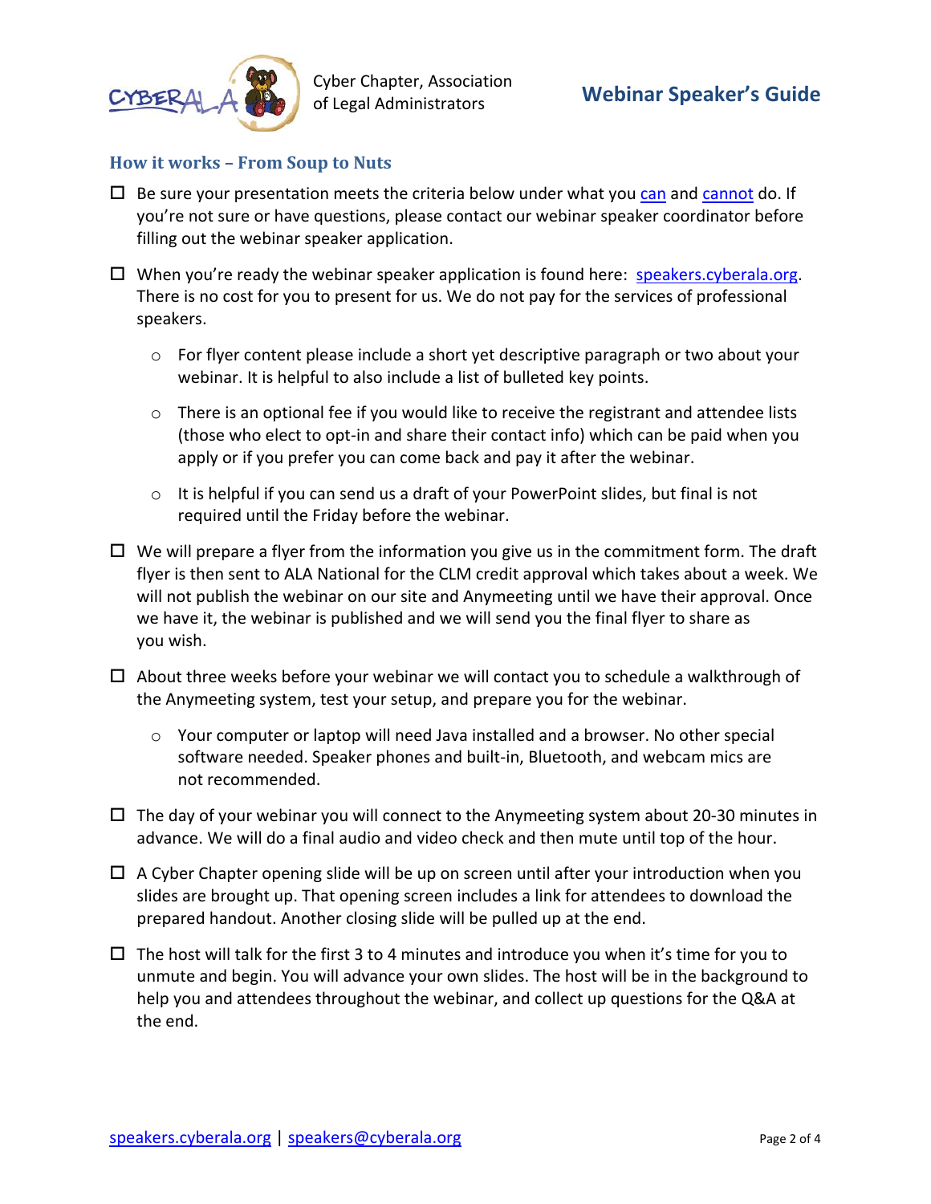## How it works – From Soup to Nuts

- ☐ Be sure your presentation meets the criteria below under what you can and cannot do. If you're not sure or have questions, please contact our webinar speaker coordinator before filling out the webinar speaker application.
- ☐ When you're ready the webinar speaker application is found here: speakers.cyberala.org. There is no cost for you to present for us. We do not pay for the services of professional speakers.
  - For flyer content please include a short yet descriptive paragraph or two about your webinar. It is helpful to also include a list of bulleted key points.
  - There is an optional fee if you would like to receive the registrant and attendee lists (those who elect to opt-in and share their contact info) which can be paid when you apply or if you prefer you can come back and pay it after the webinar.
  - It is helpful if you can send us a draft of your PowerPoint slides, but final is not required until the Friday before the webinar.
- ☐ We will prepare a flyer from the information you give us in the commitment form. The draft flyer is then sent to ALA National for the CLM credit approval which takes about a week. We will not publish the webinar on our site and Anymeeting until we have their approval. Once we have it, the webinar is published and we will send you the final flyer to share as you wish.
- ☐ About three weeks before your webinar we will contact you to schedule a walkthrough of the Anymeeting system, test your setup, and prepare you for the webinar.
  - Your computer or laptop will need Java installed and a browser. No other special software needed. Speaker phones and built-in, Bluetooth, and webcam mics are not recommended.
- ☐ The day of your webinar you will connect to the Anymeeting system about 20-30 minutes in advance. We will do a final audio and video check and then mute until top of the hour.
- ☐ A Cyber Chapter opening slide will be up on screen until after your introduction when you slides are brought up. That opening screen includes a link for attendees to download the prepared handout. Another closing slide will be pulled up at the end.
- ☐ The host will talk for the first 3 to 4 minutes and introduce you when it's time for you to unmute and begin. You will advance your own slides. The host will be in the background to help you and attendees throughout the webinar, and collect up questions for the Q&A at the end.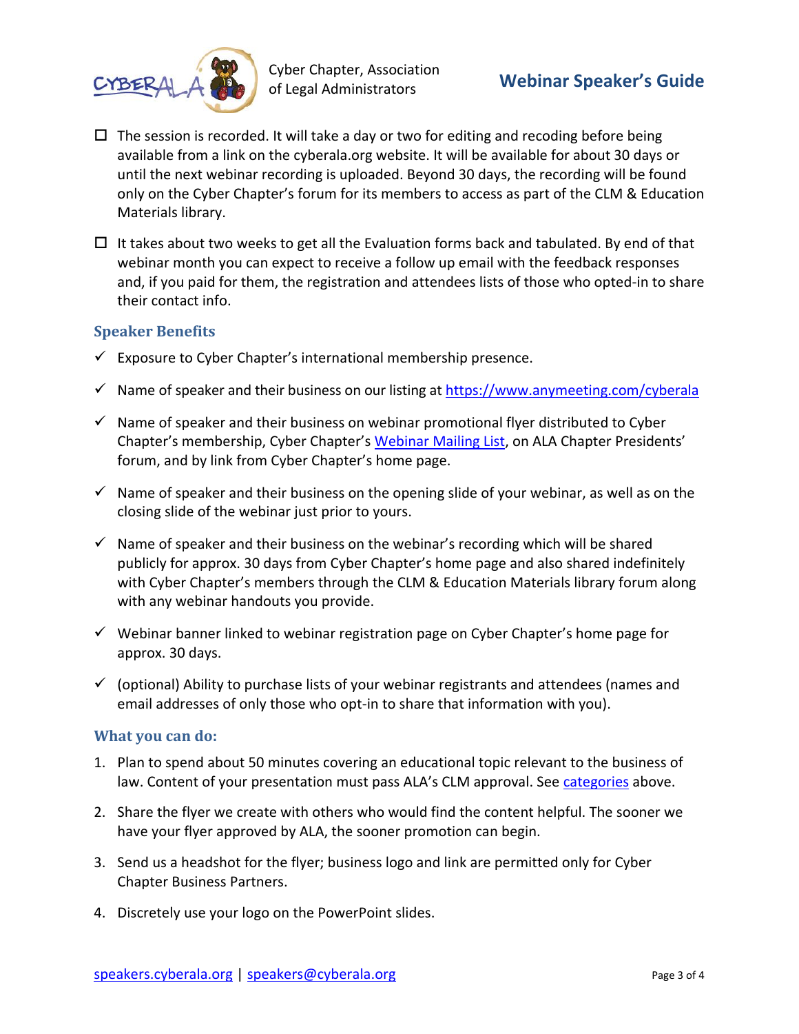- [ ] The session is recorded. It will take a day or two for editing and recoding before being available from a link on the cyberala.org website. It will be available for about 30 days or until the next webinar recording is uploaded. Beyond 30 days, the recording will be found only on the Cyber Chapter's forum for its members to access as part of the CLM & Education Materials library.

- [ ] It takes about two weeks to get all the Evaluation forms back and tabulated. By end of that webinar month you can expect to receive a follow up email with the feedback responses and, if you paid for them, the registration and attendees lists of those who opted-in to share their contact info.

### Speaker Benefits

- ✓ Exposure to Cyber Chapter's international membership presence.
- ✓ Name of speaker and their business on our listing at [https://www.anymeeting.com/cyberala](https://www.anymeeting.com/cyberala)
- ✓ Name of speaker and their business on webinar promotional flyer distributed to Cyber Chapter's membership, Cyber Chapter's [Webinar Mailing List](), on ALA Chapter Presidents' forum, and by link from Cyber Chapter's home page.
- ✓ Name of speaker and their business on the opening slide of your webinar, as well as on the closing slide of the webinar just prior to yours.
- ✓ Name of speaker and their business on the webinar's recording which will be shared publicly for approx. 30 days from Cyber Chapter's home page and also shared indefinitely with Cyber Chapter's members through the CLM & Education Materials library forum along with any webinar handouts you provide.
- ✓ Webinar banner linked to webinar registration page on Cyber Chapter's home page for approx. 30 days.
- ✓ (optional) Ability to purchase lists of your webinar registrants and attendees (names and email addresses of only those who opt-in to share that information with you).

### What you can do:

1. Plan to spend about 50 minutes covering an educational topic relevant to the business of law. Content of your presentation must pass ALA's CLM approval. See [categories]() above.
2. Share the flyer we create with others who would find the content helpful. The sooner we have your flyer approved by ALA, the sooner promotion can begin.
3. Send us a headshot for the flyer; business logo and link are permitted only for Cyber Chapter Business Partners.
4. Discretely use your logo on the PowerPoint slides.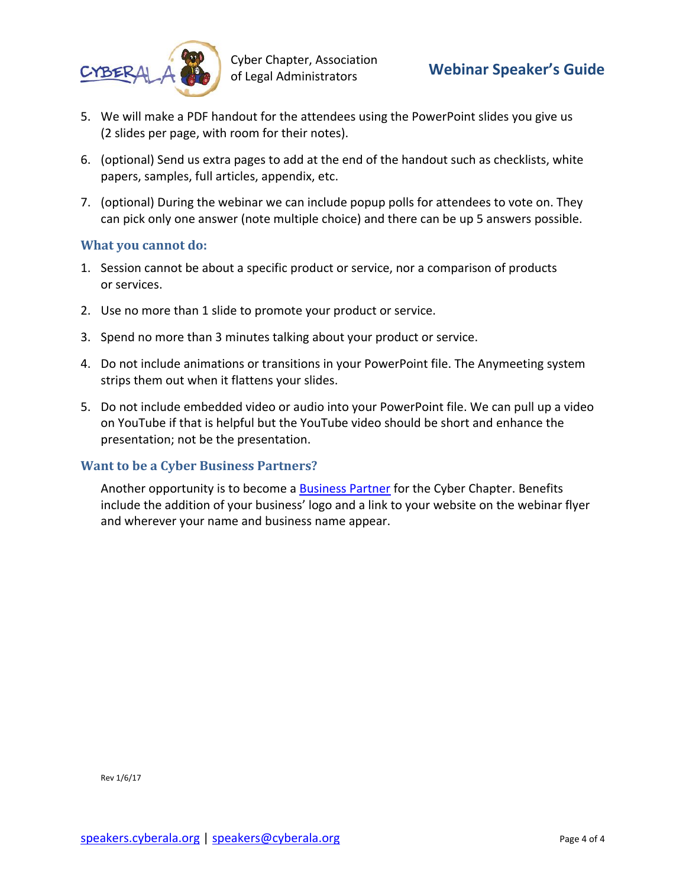5. We will make a PDF handout for the attendees using the PowerPoint slides you give us (2 slides per page, with room for their notes).
6. (optional) Send us extra pages to add at the end of the handout such as checklists, white papers, samples, full articles, appendix, etc.
7. (optional) During the webinar we can include popup polls for attendees to vote on. They can pick only one answer (note multiple choice) and there can be up 5 answers possible.

### What you cannot do:

1. Session cannot be about a specific product or service, nor a comparison of products or services.
2. Use no more than 1 slide to promote your product or service.
3. Spend no more than 3 minutes talking about your product or service.
4. Do not include animations or transitions in your PowerPoint file. The Anymeeting system strips them out when it flattens your slides.
5. Do not include embedded video or audio into your PowerPoint file. We can pull up a video on YouTube if that is helpful but the YouTube video should be short and enhance the presentation; not be the presentation.

### Want to be a Cyber Business Partners?

Another opportunity is to become a Business Partner for the Cyber Chapter. Benefits include the addition of your business' logo and a link to your website on the webinar flyer and wherever your name and business name appear.

Rev 1/6/17